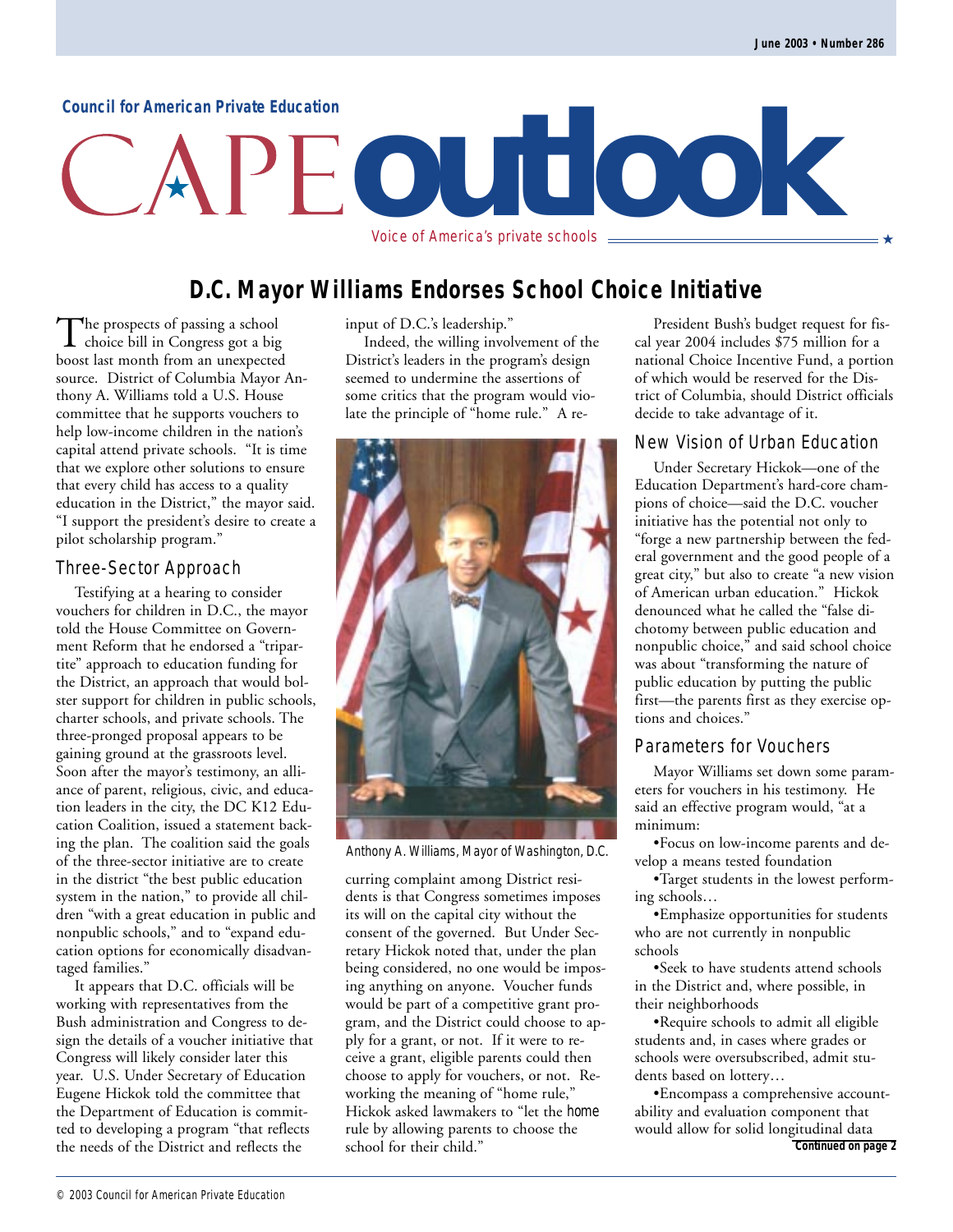Council for American Private Education

# CAPE outlook

Voice of America's private schools

June 2003 • Number 286

## D.C. Mayor Williams Endorses School Choice Initiative

The prospects of passing a school choice bill in Congress got a big boost last month from an unexpected source. District of Columbia Mayor Anthony A. Williams told a U.S. House committee that he supports vouchers to help low-income children in the nation's capital attend private schools. "It is time that we explore other solutions to ensure that every child has access to a quality education in the District," the mayor said. "I support the president's desire to create a pilot scholarship program."

### Three-Sector Approach

Testifying at a hearing to consider vouchers for children in D.C., the mayor told the House Committee on Government Reform that he endorsed a "tripartite" approach to education funding for the District, an approach that would bolster support for children in public schools, charter schools, and private schools. The three-pronged proposal appears to be gaining ground at the grassroots level. Soon after the mayor's testimony, an alliance of parent, religious, civic, and education leaders in the city, the DC K12 Education Coalition, issued a statement backing the plan. The coalition said the goals of the three-sector initiative are to create in the district "the best public education system in the nation," to provide all children "with a great education in public and nonpublic schools," and to "expand education options for economically disadvantaged families."

It appears that D.C. officials will be working with representatives from the Bush administration and Congress to design the details of a voucher initiative that Congress will likely consider later this year. U.S. Under Secretary of Education Eugene Hickok told the committee that the Department of Education is committed to developing a program "that reflects the needs of the District and reflects the input of D.C.'s leadership."

Indeed, the willing involvement of the District's leaders in the program's design seemed to undermine the assertions of some critics that the program would violate the principle of "home rule." A recurring complaint among District residents is that Congress sometimes imposes its will on the capital city without the consent of the governed. But Under Secretary Hickok noted that, under the plan being considered, no one would be imposing anything on anyone. Voucher funds would be part of a competitive grant program, and the District could choose to apply for a grant, or not. If it were to receive a grant, eligible parents could then choose to apply for vouchers, or not. Reworking the meaning of "home rule," Hickok asked lawmakers to "let the home rule by allowing parents to choose the school for their child."

Anthony A. Williams, Mayor of Washington, D.C.

President Bush's budget request for fiscal year 2004 includes $75 million for a national Choice Incentive Fund, a portion of which would be reserved for the District of Columbia, should District officials decide to take advantage of it.

### New Vision of Urban Education

Under Secretary Hickok—one of the Education Department's hard-core champions of choice—said the D.C. voucher initiative has the potential not only to "forge a new partnership between the federal government and the good people of a great city," but also to create "a new vision of American urban education." Hickok denounced what he called the "false dichotomy between public education and nonpublic choice," and said school choice was about "transforming the nature of public education by putting the public first—the parents first as they exercise options and choices."

### Parameters for Vouchers

Mayor Williams set down some parameters for vouchers in his testimony. He said an effective program would, "at a minimum:

- Focus on low-income parents and develop a means tested foundation
- Target students in the lowest performing schools…
- Emphasize opportunities for students who are not currently in nonpublic schools
- Seek to have students attend schools in the District and, where possible, in their neighborhoods
- Require schools to admit all eligible students and, in cases where grades or schools were oversubscribed, admit students based on lottery…
- Encompass a comprehensive accountability and evaluation component that would allow for solid longitudinal data

**Continued on page 2**

© 2003 Council for American Private Education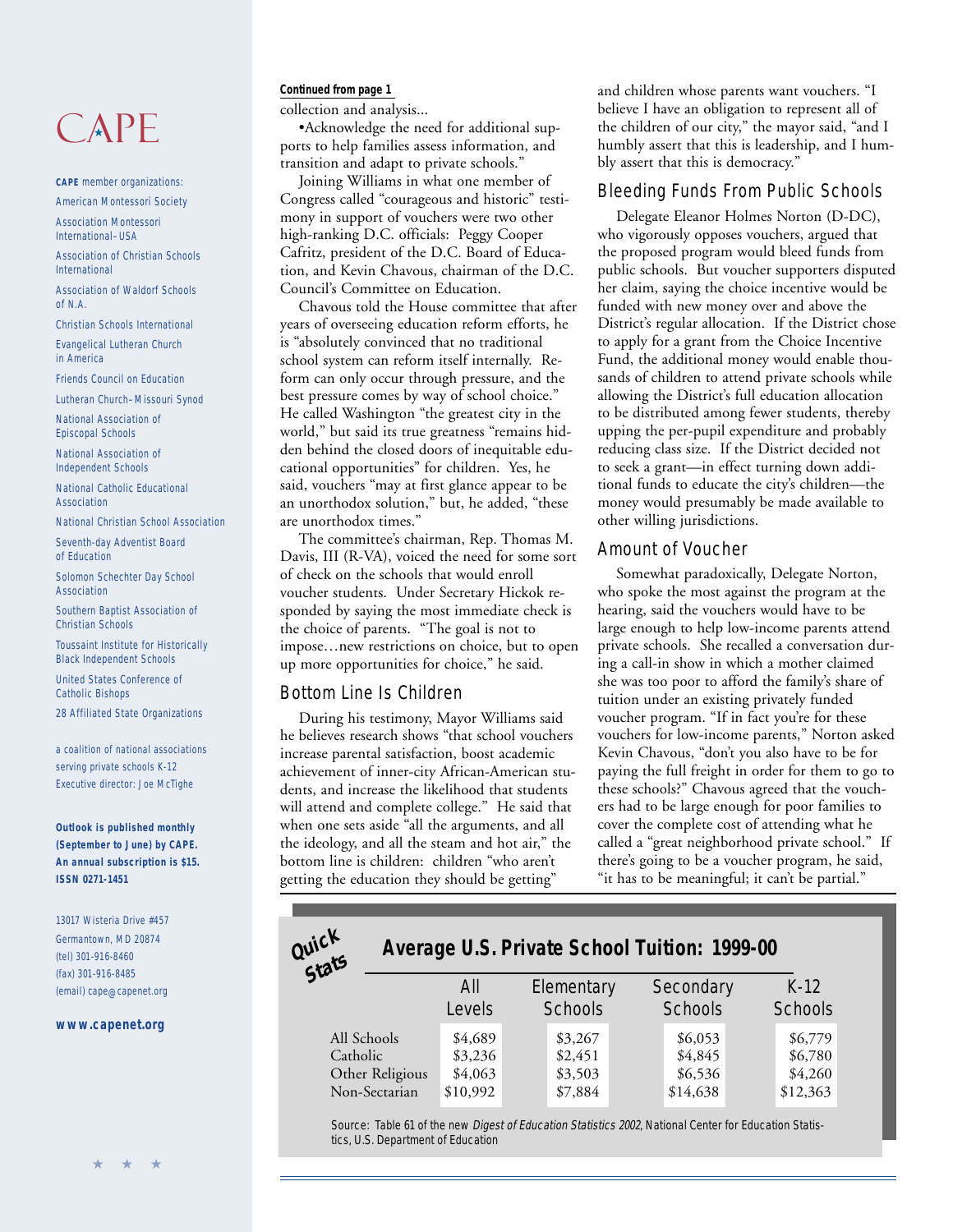# CAPE

**CAPE** member organizations:

American Montessori Society

Association Montessori International–USA

Association of Christian Schools International

Association of Waldorf Schools of N.A.

Christian Schools International

Evangelical Lutheran Church in America

Friends Council on Education

Lutheran Church–Missouri Synod

National Association of Episcopal Schools

National Association of Independent Schools

National Catholic Educational Association

National Christian School Association

Seventh-day Adventist Board of Education

Solomon Schechter Day School Association

Southern Baptist Association of Christian Schools

Toussaint Institute for Historically Black Independent Schools

United States Conference of Catholic Bishops

28 Affiliated State Organizations

a coalition of national associations serving private schools K-12

Executive director: Joe McTighe

**Outlook is published monthly (September to June) by CAPE. An annual subscription is $15. ISSN 0271-1451**

13017 Wisteria Drive #457
Germantown, MD 20874
(tel) 301-916-8460
(fax) 301-916-8485
(email) cape@capenet.org

**www.capenet.org**

---

**Continued from page 1**

collection and analysis...

•Acknowledge the need for additional supports to help families assess information, and transition and adapt to private schools."

Joining Williams in what one member of Congress called "courageous and historic" testimony in support of vouchers were two other high-ranking D.C. officials: Peggy Cooper Cafritz, president of the D.C. Board of Education, and Kevin Chavous, chairman of the D.C. Council's Committee on Education.

Chavous told the House committee that after years of overseeing education reform efforts, he is "absolutely convinced that no traditional school system can reform itself internally. Reform can only occur through pressure, and the best pressure comes by way of school choice." He called Washington "the greatest city in the world," but said its true greatness "remains hidden behind the closed doors of inequitable educational opportunities" for children. Yes, he said, vouchers "may at first glance appear to be an unorthodox solution," but, he added, "these are unorthodox times."

The committee's chairman, Rep. Thomas M. Davis, III (R-VA), voiced the need for some sort of check on the schools that would enroll voucher students. Under Secretary Hickok responded by saying the most immediate check is the choice of parents. "The goal is not to impose…new restrictions on choice, but to open up more opportunities for choice," he said.

## Bottom Line Is Children

During his testimony, Mayor Williams said he believes research shows "that school vouchers increase parental satisfaction, boost academic achievement of inner-city African-American students, and increase the likelihood that students will attend and complete college." He said that when one sets aside "all the arguments, and all the ideology, and all the steam and hot air," the bottom line is children: children "who aren't getting the education they should be getting" and children whose parents want vouchers. "I believe I have an obligation to represent all of the children of our city," the mayor said, "and I humbly assert that this is leadership, and I humbly assert that this is democracy."

## Bleeding Funds From Public Schools

Delegate Eleanor Holmes Norton (D-DC), who vigorously opposes vouchers, argued that the proposed program would bleed funds from public schools. But voucher supporters disputed her claim, saying the choice incentive would be funded with new money over and above the District's regular allocation. If the District chose to apply for a grant from the Choice Incentive Fund, the additional money would enable thousands of children to attend private schools while allowing the District's full education allocation to be distributed among fewer students, thereby upping the per-pupil expenditure and probably reducing class size. If the District decided not to seek a grant—in effect turning down additional funds to educate the city's children—the money would presumably be made available to other willing jurisdictions.

## Amount of Voucher

Somewhat paradoxically, Delegate Norton, who spoke the most against the program at the hearing, said the vouchers would have to be large enough to help low-income parents attend private schools. She recalled a conversation during a call-in show in which a mother claimed she was too poor to afford the family's share of tuition under an existing privately funded voucher program. "If in fact you're for these vouchers for low-income parents," Norton asked Kevin Chavous, "don't you also have to be for paying the full freight in order for them to go to these schools?" Chavous agreed that the vouchers had to be large enough for poor families to cover the complete cost of attending what he called a "great neighborhood private school." If there's going to be a voucher program, he said, "it has to be meaningful; it can't be partial."

---

**Quick Stats**

### Average U.S. Private School Tuition: 1999-00

| | All Levels | Elementary Schools | Secondary Schools | K-12 Schools |
|---|---|---|---|---|
| All Schools | $4,689 | $3,267 | $6,053 | $6,779 |
| Catholic | $3,236 | $2,451 | $4,845 | $6,780 |
| Other Religious | $4,063 | $3,503 | $6,536 | $4,260 |
| Non-Sectarian | $10,992 | $7,884 | $14,638 | $12,363 |

Source: Table 61 of the new *Digest of Education Statistics 2002*, National Center for Education Statistics, U.S. Department of Education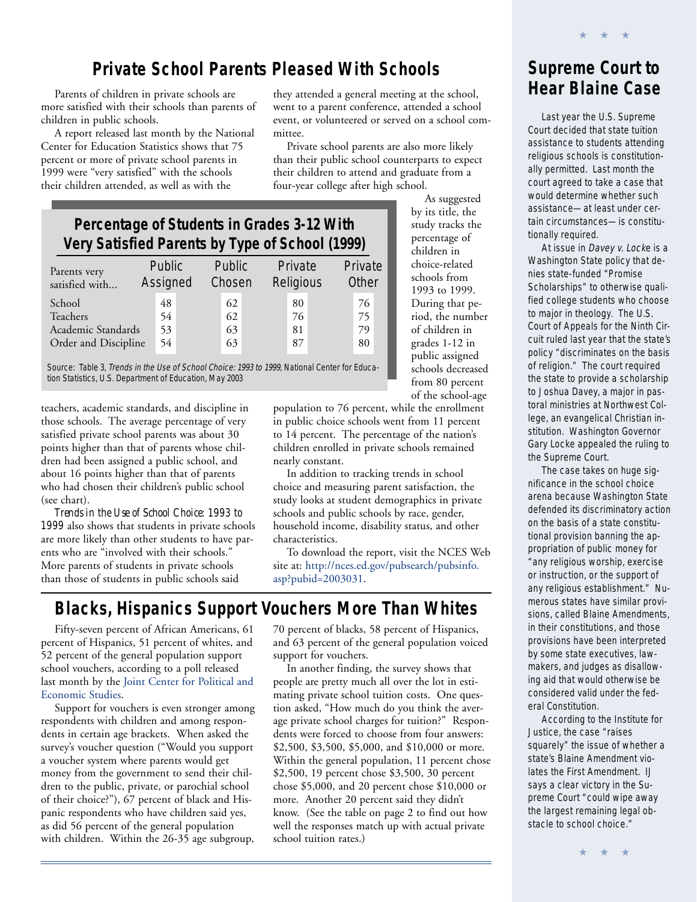## Private School Parents Pleased With Schools

Parents of children in private schools are more satisfied with their schools than parents of children in public schools.

A report released last month by the National Center for Education Statistics shows that 75 percent or more of private school parents in 1999 were "very satisfied" with the schools their children attended, as well as with the teachers, academic standards, and discipline in those schools. The average percentage of very satisfied private school parents was about 30 points higher than that of parents whose children had been assigned a public school, and about 16 points higher than that of parents who had chosen their children's public school (see chart).

*Trends in the Use of School Choice: 1993 to 1999* also shows that students in private schools are more likely than other students to have parents who are "involved with their schools." More parents of students in private schools than those of students in public schools said they attended a general meeting at the school, went to a parent conference, attended a school event, or volunteered or served on a school committee.

Private school parents are also more likely than their public school counterparts to expect their children to attend and graduate from a four-year college after high school.

### Percentage of Students in Grades 3-12 With Very Satisfied Parents by Type of School (1999)

| Parents very satisfied with... | Public Assigned | Public Chosen | Private Religious | Private Other |
|---|---|---|---|---|
| School | 48 | 62 | 80 | 76 |
| Teachers | 54 | 62 | 76 | 75 |
| Academic Standards | 53 | 63 | 81 | 79 |
| Order and Discipline | 54 | 63 | 87 | 80 |

Source: Table 3, *Trends in the Use of School Choice: 1993 to 1999*, National Center for Education Statistics, U.S. Department of Education, May 2003

As suggested by its title, the study tracks the percentage of children in choice-related schools from 1993 to 1999. During that period, the number of children in grades 1-12 in public assigned schools decreased from 80 percent of the school-age population to 76 percent, while the enrollment in public choice schools went from 11 percent to 14 percent. The percentage of the nation's children enrolled in private schools remained nearly constant.

In addition to tracking trends in school choice and measuring parent satisfaction, the study looks at student demographics in private schools and public schools by race, gender, household income, disability status, and other characteristics.

To download the report, visit the NCES Web site at: http://nces.ed.gov/pubsearch/pubsinfo.asp?pubid=2003031.

## Blacks, Hispanics Support Vouchers More Than Whites

Fifty-seven percent of African Americans, 61 percent of Hispanics, 51 percent of whites, and 52 percent of the general population support school vouchers, according to a poll released last month by the Joint Center for Political and Economic Studies.

Support for vouchers is even stronger among respondents with children and among respondents in certain age brackets. When asked the survey's voucher question ("Would you support a voucher system where parents would get money from the government to send their children to the public, private, or parochial school of their choice?"), 67 percent of black and Hispanic respondents who have children said yes, as did 56 percent of the general population with children. Within the 26-35 age subgroup, 70 percent of blacks, 58 percent of Hispanics, and 63 percent of the general population voiced support for vouchers.

In another finding, the survey shows that people are pretty much all over the lot in estimating private school tuition costs. One question asked, "How much do you think the average private school charges for tuition?" Respondents were forced to choose from four answers: $2,500, $3,500, $5,000, and $10,000 or more. Within the general population, 11 percent chose $2,500, 19 percent chose $3,500, 30 percent chose $5,000, and 20 percent chose $10,000 or more. Another 20 percent said they didn't know. (See the table on page 2 to find out how well the responses match up with actual private school tuition rates.)

## Supreme Court to Hear Blaine Case

Last year the U.S. Supreme Court decided that state tuition assistance to students attending religious schools is constitutionally permitted. Last month the court agreed to take a case that would determine whether such assistance—at least under certain circumstances—is constitutionally required.

At issue in *Davey v. Locke* is a Washington State policy that denies state-funded "Promise Scholarships" to otherwise qualified college students who choose to major in theology. The U.S. Court of Appeals for the Ninth Circuit ruled last year that the state's policy "discriminates on the basis of religion." The court required the state to provide a scholarship to Joshua Davey, a major in pastoral ministries at Northwest College, an evangelical Christian institution. Washington Governor Gary Locke appealed the ruling to the Supreme Court.

The case takes on huge significance in the school choice arena because Washington State defended its discriminatory action on the basis of a state constitutional provision banning the appropriation of public money for "any religious worship, exercise or instruction, or the support of any religious establishment." Numerous states have similar provisions, called Blaine Amendments, in their constitutions, and those provisions have been interpreted by some state executives, lawmakers, and judges as disallowing aid that would otherwise be considered valid under the federal Constitution.

According to the Institute for Justice, the case "raises squarely" the issue of whether a state's Blaine Amendment violates the First Amendment. IJ says a clear victory in the Supreme Court "could wipe away the largest remaining legal obstacle to school choice."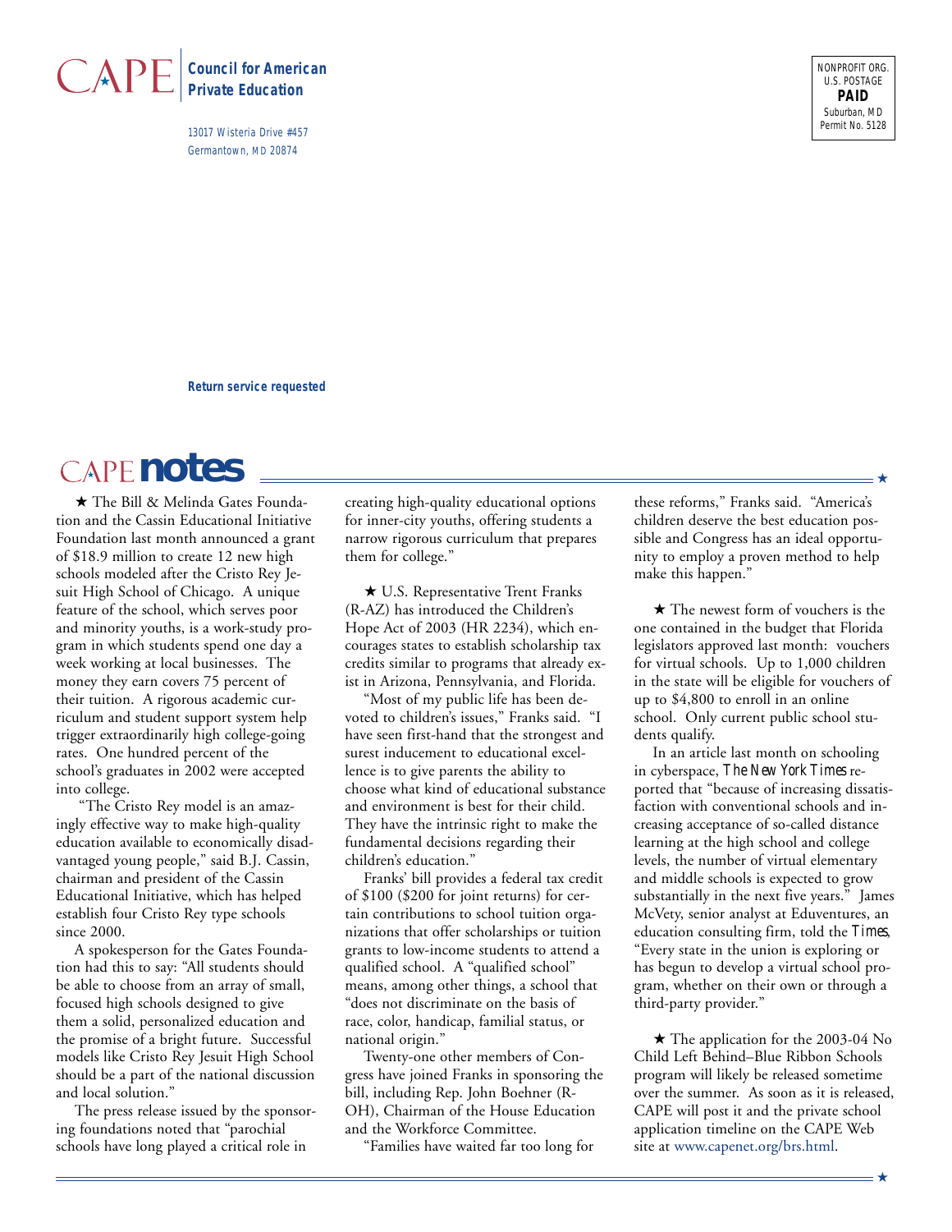**CAPE** | **Council for American Private Education**

13017 Wisteria Drive #457
Germantown, MD 20874

NONPROFIT ORG.
U.S. POSTAGE
**PAID**
Suburban, MD
Permit No. 5128

**Return service requested**

# CAPE notes

★ The Bill & Melinda Gates Foundation and the Cassin Educational Initiative Foundation last month announced a grant of $18.9 million to create 12 new high schools modeled after the Cristo Rey Jesuit High School of Chicago. A unique feature of the school, which serves poor and minority youths, is a work-study program in which students spend one day a week working at local businesses. The money they earn covers 75 percent of their tuition. A rigorous academic curriculum and student support system help trigger extraordinarily high college-going rates. One hundred percent of the school's graduates in 2002 were accepted into college.

"The Cristo Rey model is an amazingly effective way to make high-quality education available to economically disadvantaged young people," said B.J. Cassin, chairman and president of the Cassin Educational Initiative, which has helped establish four Cristo Rey type schools since 2000.

A spokesperson for the Gates Foundation had this to say: "All students should be able to choose from an array of small, focused high schools designed to give them a solid, personalized education and the promise of a bright future. Successful models like Cristo Rey Jesuit High School should be a part of the national discussion and local solution."

The press release issued by the sponsoring foundations noted that "parochial schools have long played a critical role in creating high-quality educational options for inner-city youths, offering students a narrow rigorous curriculum that prepares them for college."

★ U.S. Representative Trent Franks (R-AZ) has introduced the Children's Hope Act of 2003 (HR 2234), which encourages states to establish scholarship tax credits similar to programs that already exist in Arizona, Pennsylvania, and Florida.

"Most of my public life has been devoted to children's issues," Franks said. "I have seen first-hand that the strongest and surest inducement to educational excellence is to give parents the ability to choose what kind of educational substance and environment is best for their child. They have the intrinsic right to make the fundamental decisions regarding their children's education."

Franks' bill provides a federal tax credit of $100 ($200 for joint returns) for certain contributions to school tuition organizations that offer scholarships or tuition grants to low-income students to attend a qualified school. A "qualified school" means, among other things, a school that "does not discriminate on the basis of race, color, handicap, familial status, or national origin."

Twenty-one other members of Congress have joined Franks in sponsoring the bill, including Rep. John Boehner (R-OH), Chairman of the House Education and the Workforce Committee.

"Families have waited far too long for these reforms," Franks said. "America's children deserve the best education possible and Congress has an ideal opportunity to employ a proven method to help make this happen."

★ The newest form of vouchers is the one contained in the budget that Florida legislators approved last month: vouchers for virtual schools. Up to 1,000 children in the state will be eligible for vouchers of up to $4,800 to enroll in an online school. Only current public school students qualify.

In an article last month on schooling in cyberspace, *The New York Times* reported that "because of increasing dissatisfaction with conventional schools and increasing acceptance of so-called distance learning at the high school and college levels, the number of virtual elementary and middle schools is expected to grow substantially in the next five years." James McVety, senior analyst at Eduventures, an education consulting firm, told the *Times*, "Every state in the union is exploring or has begun to develop a virtual school program, whether on their own or through a third-party provider."

★ The application for the 2003-04 No Child Left Behind–Blue Ribbon Schools program will likely be released sometime over the summer. As soon as it is released, CAPE will post it and the private school application timeline on the CAPE Web site at www.capenet.org/brs.html.